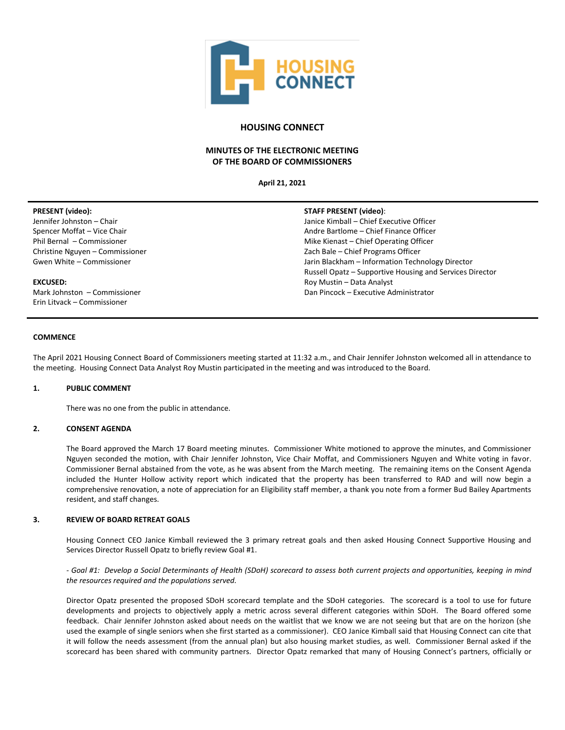# HOUSING CONNECT

## MINUTES OF THE ELECTRONIC MEETING OF THE BOARD OF COMMISSIONERS

**April 21, 2021**

**PRESENT (video):**
Jennifer Johnston – Chair
Spencer Moffat – Vice Chair
Phil Bernal – Commissioner
Christine Nguyen – Commissioner
Gwen White – Commissioner

**EXCUSED:**
Mark Johnston – Commissioner
Erin Litvack – Commissioner

**STAFF PRESENT (video):**
Janice Kimball – Chief Executive Officer
Andre Bartlome – Chief Finance Officer
Mike Kienast – Chief Operating Officer
Zach Bale – Chief Programs Officer
Jarin Blackham – Information Technology Director
Russell Opatz – Supportive Housing and Services Director
Roy Mustin – Data Analyst
Dan Pincock – Executive Administrator

### COMMENCE

The April 2021 Housing Connect Board of Commissioners meeting started at 11:32 a.m., and Chair Jennifer Johnston welcomed all in attendance to the meeting. Housing Connect Data Analyst Roy Mustin participated in the meeting and was introduced to the Board.

### 1. PUBLIC COMMENT

There was no one from the public in attendance.

### 2. CONSENT AGENDA

The Board approved the March 17 Board meeting minutes. Commissioner White motioned to approve the minutes, and Commissioner Nguyen seconded the motion, with Chair Jennifer Johnston, Vice Chair Moffat, and Commissioners Nguyen and White voting in favor. Commissioner Bernal abstained from the vote, as he was absent from the March meeting. The remaining items on the Consent Agenda included the Hunter Hollow activity report which indicated that the property has been transferred to RAD and will now begin a comprehensive renovation, a note of appreciation for an Eligibility staff member, a thank you note from a former Bud Bailey Apartments resident, and staff changes.

### 3. REVIEW OF BOARD RETREAT GOALS

Housing Connect CEO Janice Kimball reviewed the 3 primary retreat goals and then asked Housing Connect Supportive Housing and Services Director Russell Opatz to briefly review Goal #1.

*- Goal #1: Develop a Social Determinants of Health (SDoH) scorecard to assess both current projects and opportunities, keeping in mind the resources required and the populations served.*

Director Opatz presented the proposed SDoH scorecard template and the SDoH categories. The scorecard is a tool to use for future developments and projects to objectively apply a metric across several different categories within SDoH. The Board offered some feedback. Chair Jennifer Johnston asked about needs on the waitlist that we know we are not seeing but that are on the horizon (she used the example of single seniors when she first started as a commissioner). CEO Janice Kimball said that Housing Connect can cite that it will follow the needs assessment (from the annual plan) but also housing market studies, as well. Commissioner Bernal asked if the scorecard has been shared with community partners. Director Opatz remarked that many of Housing Connect's partners, officially or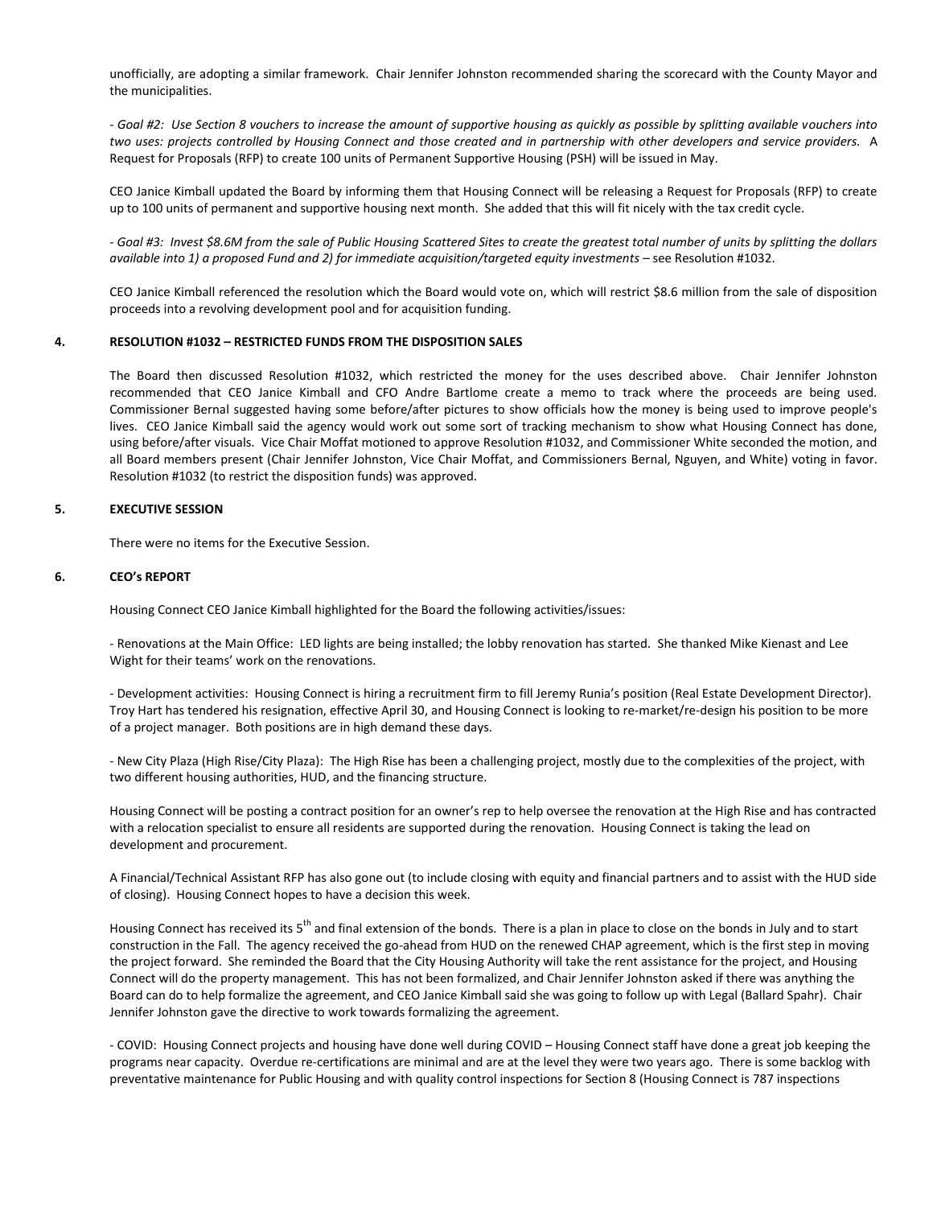unofficially, are adopting a similar framework. Chair Jennifer Johnston recommended sharing the scorecard with the County Mayor and the municipalities.

- *Goal #2: Use Section 8 vouchers to increase the amount of supportive housing as quickly as possible by splitting available vouchers into two uses: projects controlled by Housing Connect and those created and in partnership with other developers and service providers.* A Request for Proposals (RFP) to create 100 units of Permanent Supportive Housing (PSH) will be issued in May.

CEO Janice Kimball updated the Board by informing them that Housing Connect will be releasing a Request for Proposals (RFP) to create up to 100 units of permanent and supportive housing next month. She added that this will fit nicely with the tax credit cycle.

- *Goal #3: Invest $8.6M from the sale of Public Housing Scattered Sites to create the greatest total number of units by splitting the dollars available into 1) a proposed Fund and 2) for immediate acquisition/targeted equity investments* – see Resolution #1032.

CEO Janice Kimball referenced the resolution which the Board would vote on, which will restrict $8.6 million from the sale of disposition proceeds into a revolving development pool and for acquisition funding.

## 4. RESOLUTION #1032 – RESTRICTED FUNDS FROM THE DISPOSITION SALES

The Board then discussed Resolution #1032, which restricted the money for the uses described above. Chair Jennifer Johnston recommended that CEO Janice Kimball and CFO Andre Bartlome create a memo to track where the proceeds are being used. Commissioner Bernal suggested having some before/after pictures to show officials how the money is being used to improve people's lives. CEO Janice Kimball said the agency would work out some sort of tracking mechanism to show what Housing Connect has done, using before/after visuals. Vice Chair Moffat motioned to approve Resolution #1032, and Commissioner White seconded the motion, and all Board members present (Chair Jennifer Johnston, Vice Chair Moffat, and Commissioners Bernal, Nguyen, and White) voting in favor. Resolution #1032 (to restrict the disposition funds) was approved.

## 5. EXECUTIVE SESSION

There were no items for the Executive Session.

## 6. CEO's REPORT

Housing Connect CEO Janice Kimball highlighted for the Board the following activities/issues:

- Renovations at the Main Office: LED lights are being installed; the lobby renovation has started. She thanked Mike Kienast and Lee Wight for their teams' work on the renovations.

- Development activities: Housing Connect is hiring a recruitment firm to fill Jeremy Runia's position (Real Estate Development Director). Troy Hart has tendered his resignation, effective April 30, and Housing Connect is looking to re-market/re-design his position to be more of a project manager. Both positions are in high demand these days.

- New City Plaza (High Rise/City Plaza): The High Rise has been a challenging project, mostly due to the complexities of the project, with two different housing authorities, HUD, and the financing structure.

Housing Connect will be posting a contract position for an owner's rep to help oversee the renovation at the High Rise and has contracted with a relocation specialist to ensure all residents are supported during the renovation. Housing Connect is taking the lead on development and procurement.

A Financial/Technical Assistant RFP has also gone out (to include closing with equity and financial partners and to assist with the HUD side of closing). Housing Connect hopes to have a decision this week.

Housing Connect has received its 5th and final extension of the bonds. There is a plan in place to close on the bonds in July and to start construction in the Fall. The agency received the go-ahead from HUD on the renewed CHAP agreement, which is the first step in moving the project forward. She reminded the Board that the City Housing Authority will take the rent assistance for the project, and Housing Connect will do the property management. This has not been formalized, and Chair Jennifer Johnston asked if there was anything the Board can do to help formalize the agreement, and CEO Janice Kimball said she was going to follow up with Legal (Ballard Spahr). Chair Jennifer Johnston gave the directive to work towards formalizing the agreement.

- COVID: Housing Connect projects and housing have done well during COVID – Housing Connect staff have done a great job keeping the programs near capacity. Overdue re-certifications are minimal and are at the level they were two years ago. There is some backlog with preventative maintenance for Public Housing and with quality control inspections for Section 8 (Housing Connect is 787 inspections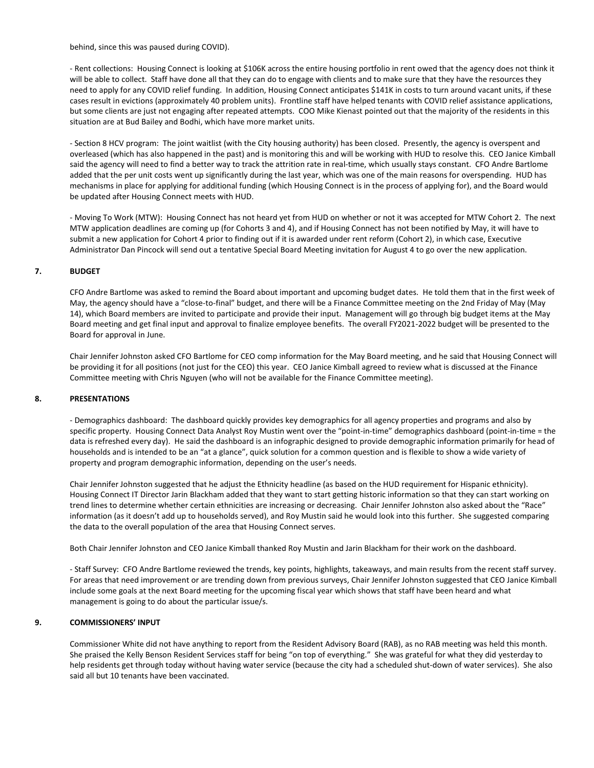behind, since this was paused during COVID).

- Rent collections: Housing Connect is looking at $106K across the entire housing portfolio in rent owed that the agency does not think it will be able to collect. Staff have done all that they can do to engage with clients and to make sure that they have the resources they need to apply for any COVID relief funding. In addition, Housing Connect anticipates $141K in costs to turn around vacant units, if these cases result in evictions (approximately 40 problem units). Frontline staff have helped tenants with COVID relief assistance applications, but some clients are just not engaging after repeated attempts. COO Mike Kienast pointed out that the majority of the residents in this situation are at Bud Bailey and Bodhi, which have more market units.

- Section 8 HCV program: The joint waitlist (with the City housing authority) has been closed. Presently, the agency is overspent and overleased (which has also happened in the past) and is monitoring this and will be working with HUD to resolve this. CEO Janice Kimball said the agency will need to find a better way to track the attrition rate in real-time, which usually stays constant. CFO Andre Bartlome added that the per unit costs went up significantly during the last year, which was one of the main reasons for overspending. HUD has mechanisms in place for applying for additional funding (which Housing Connect is in the process of applying for), and the Board would be updated after Housing Connect meets with HUD.

- Moving To Work (MTW): Housing Connect has not heard yet from HUD on whether or not it was accepted for MTW Cohort 2. The next MTW application deadlines are coming up (for Cohorts 3 and 4), and if Housing Connect has not been notified by May, it will have to submit a new application for Cohort 4 prior to finding out if it is awarded under rent reform (Cohort 2), in which case, Executive Administrator Dan Pincock will send out a tentative Special Board Meeting invitation for August 4 to go over the new application.

## 7. BUDGET

CFO Andre Bartlome was asked to remind the Board about important and upcoming budget dates. He told them that in the first week of May, the agency should have a "close-to-final" budget, and there will be a Finance Committee meeting on the 2nd Friday of May (May 14), which Board members are invited to participate and provide their input. Management will go through big budget items at the May Board meeting and get final input and approval to finalize employee benefits. The overall FY2021-2022 budget will be presented to the Board for approval in June.

Chair Jennifer Johnston asked CFO Bartlome for CEO comp information for the May Board meeting, and he said that Housing Connect will be providing it for all positions (not just for the CEO) this year. CEO Janice Kimball agreed to review what is discussed at the Finance Committee meeting with Chris Nguyen (who will not be available for the Finance Committee meeting).

## 8. PRESENTATIONS

- Demographics dashboard: The dashboard quickly provides key demographics for all agency properties and programs and also by specific property. Housing Connect Data Analyst Roy Mustin went over the "point-in-time" demographics dashboard (point-in-time = the data is refreshed every day). He said the dashboard is an infographic designed to provide demographic information primarily for head of households and is intended to be an "at a glance", quick solution for a common question and is flexible to show a wide variety of property and program demographic information, depending on the user's needs.

Chair Jennifer Johnston suggested that he adjust the Ethnicity headline (as based on the HUD requirement for Hispanic ethnicity). Housing Connect IT Director Jarin Blackham added that they want to start getting historic information so that they can start working on trend lines to determine whether certain ethnicities are increasing or decreasing. Chair Jennifer Johnston also asked about the "Race" information (as it doesn't add up to households served), and Roy Mustin said he would look into this further. She suggested comparing the data to the overall population of the area that Housing Connect serves.

Both Chair Jennifer Johnston and CEO Janice Kimball thanked Roy Mustin and Jarin Blackham for their work on the dashboard.

- Staff Survey: CFO Andre Bartlome reviewed the trends, key points, highlights, takeaways, and main results from the recent staff survey. For areas that need improvement or are trending down from previous surveys, Chair Jennifer Johnston suggested that CEO Janice Kimball include some goals at the next Board meeting for the upcoming fiscal year which shows that staff have been heard and what management is going to do about the particular issue/s.

## 9. COMMISSIONERS' INPUT

Commissioner White did not have anything to report from the Resident Advisory Board (RAB), as no RAB meeting was held this month. She praised the Kelly Benson Resident Services staff for being "on top of everything." She was grateful for what they did yesterday to help residents get through today without having water service (because the city had a scheduled shut-down of water services). She also said all but 10 tenants have been vaccinated.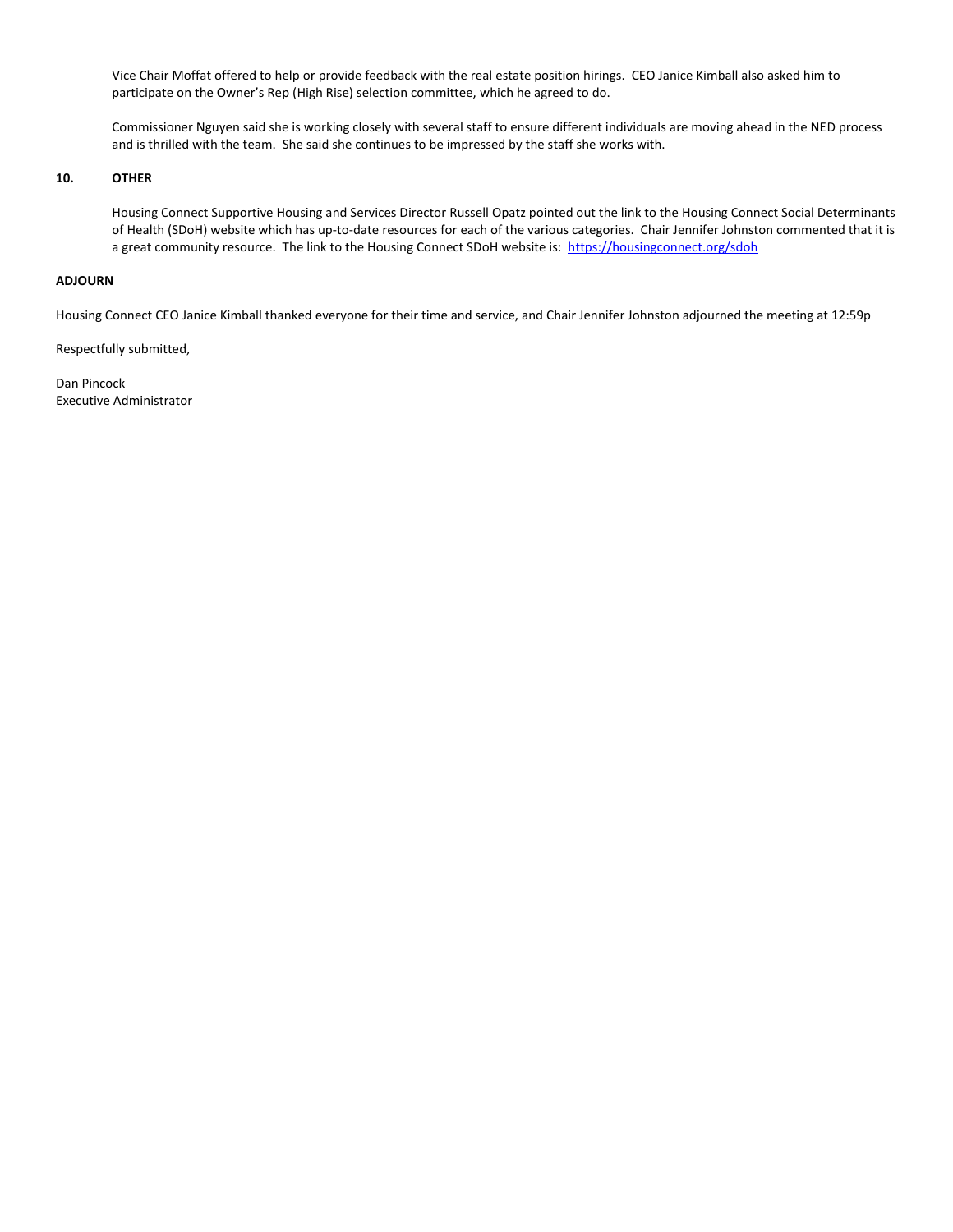Vice Chair Moffat offered to help or provide feedback with the real estate position hirings. CEO Janice Kimball also asked him to participate on the Owner's Rep (High Rise) selection committee, which he agreed to do.

Commissioner Nguyen said she is working closely with several staff to ensure different individuals are moving ahead in the NED process and is thrilled with the team. She said she continues to be impressed by the staff she works with.

## 10. OTHER

Housing Connect Supportive Housing and Services Director Russell Opatz pointed out the link to the Housing Connect Social Determinants of Health (SDoH) website which has up-to-date resources for each of the various categories. Chair Jennifer Johnston commented that it is a great community resource. The link to the Housing Connect SDoH website is: [https://housingconnect.org/sdoh](https://housingconnect.org/sdoh)

## ADJOURN

Housing Connect CEO Janice Kimball thanked everyone for their time and service, and Chair Jennifer Johnston adjourned the meeting at 12:59p

Respectfully submitted,

Dan Pincock
Executive Administrator